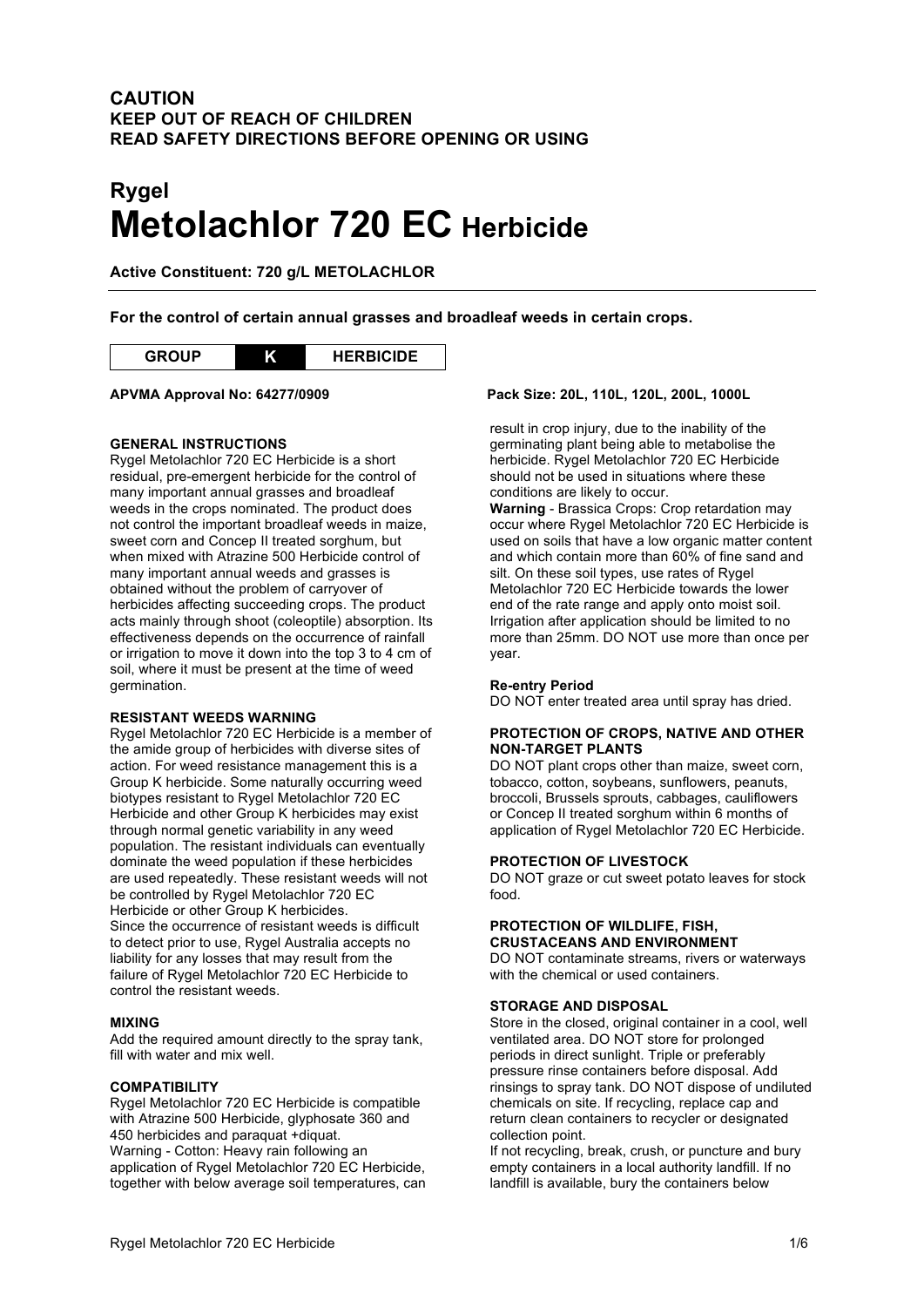**CAUTION**
**KEEP OUT OF REACH OF CHILDREN**
**READ SAFETY DIRECTIONS BEFORE OPENING OR USING**

# Rygel
# Metolachlor 720 EC Herbicide

**Active Constituent: 720 g/L METOLACHLOR**

**For the control of certain annual grasses and broadleaf weeds in certain crops.**

| GROUP | K | HERBICIDE |
|---|---|---|

**APVMA Approval No: 64277/0909**

**Pack Size: 20L, 110L, 120L, 200L, 1000L**

### GENERAL INSTRUCTIONS

Rygel Metolachlor 720 EC Herbicide is a short residual, pre-emergent herbicide for the control of many important annual grasses and broadleaf weeds in the crops nominated. The product does not control the important broadleaf weeds in maize, sweet corn and Concep II treated sorghum, but when mixed with Atrazine 500 Herbicide control of many important annual weeds and grasses is obtained without the problem of carryover of herbicides affecting succeeding crops. The product acts mainly through shoot (coleoptile) absorption. Its effectiveness depends on the occurrence of rainfall or irrigation to move it down into the top 3 to 4 cm of soil, where it must be present at the time of weed germination.

### RESISTANT WEEDS WARNING

Rygel Metolachlor 720 EC Herbicide is a member of the amide group of herbicides with diverse sites of action. For weed resistance management this is a Group K herbicide. Some naturally occurring weed biotypes resistant to Rygel Metolachlor 720 EC Herbicide and other Group K herbicides may exist through normal genetic variability in any weed population. The resistant individuals can eventually dominate the weed population if these herbicides are used repeatedly. These resistant weeds will not be controlled by Rygel Metolachlor 720 EC Herbicide or other Group K herbicides.
Since the occurrence of resistant weeds is difficult to detect prior to use, Rygel Australia accepts no liability for any losses that may result from the failure of Rygel Metolachlor 720 EC Herbicide to control the resistant weeds.

### MIXING

Add the required amount directly to the spray tank, fill with water and mix well.

### COMPATIBILITY

Rygel Metolachlor 720 EC Herbicide is compatible with Atrazine 500 Herbicide, glyphosate 360 and 450 herbicides and paraquat +diquat.
Warning - Cotton: Heavy rain following an application of Rygel Metolachlor 720 EC Herbicide, together with below average soil temperatures, can result in crop injury, due to the inability of the germinating plant being able to metabolise the herbicide. Rygel Metolachlor 720 EC Herbicide should not be used in situations where these conditions are likely to occur.
**Warning** - Brassica Crops: Crop retardation may occur where Rygel Metolachlor 720 EC Herbicide is used on soils that have a low organic matter content and which contain more than 60% of fine sand and silt. On these soil types, use rates of Rygel Metolachlor 720 EC Herbicide towards the lower end of the rate range and apply onto moist soil. Irrigation after application should be limited to no more than 25mm. DO NOT use more than once per year.

### Re-entry Period

DO NOT enter treated area until spray has dried.

### PROTECTION OF CROPS, NATIVE AND OTHER NON-TARGET PLANTS

DO NOT plant crops other than maize, sweet corn, tobacco, cotton, soybeans, sunflowers, peanuts, broccoli, Brussels sprouts, cabbages, cauliflowers or Concep II treated sorghum within 6 months of application of Rygel Metolachlor 720 EC Herbicide.

### PROTECTION OF LIVESTOCK

DO NOT graze or cut sweet potato leaves for stock food.

### PROTECTION OF WILDLIFE, FISH, CRUSTACEANS AND ENVIRONMENT

DO NOT contaminate streams, rivers or waterways with the chemical or used containers.

### STORAGE AND DISPOSAL

Store in the closed, original container in a cool, well ventilated area. DO NOT store for prolonged periods in direct sunlight. Triple or preferably pressure rinse containers before disposal. Add rinsings to spray tank. DO NOT dispose of undiluted chemicals on site. If recycling, replace cap and return clean containers to recycler or designated collection point.
If not recycling, break, crush, or puncture and bury empty containers in a local authority landfill. If no landfill is available, bury the containers below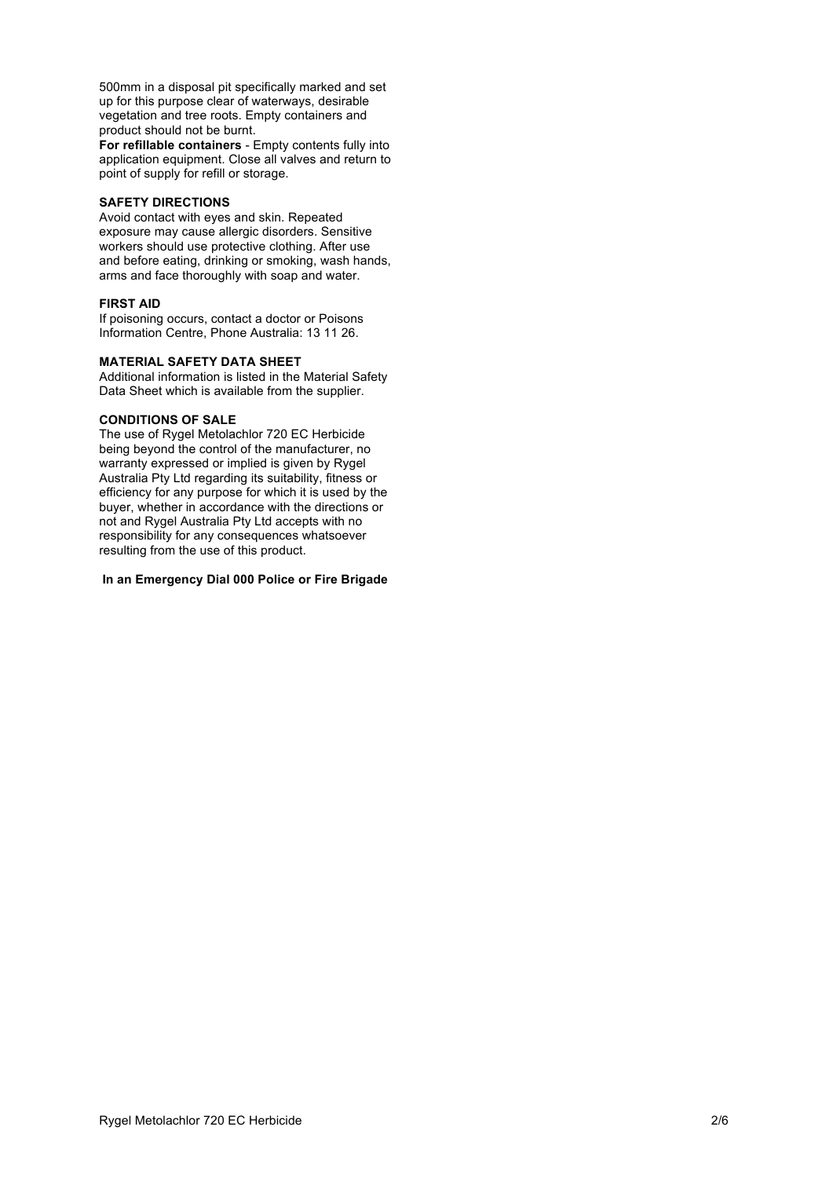500mm in a disposal pit specifically marked and set up for this purpose clear of waterways, desirable vegetation and tree roots. Empty containers and product should not be burnt.

**For refillable containers** - Empty contents fully into application equipment. Close all valves and return to point of supply for refill or storage.

### SAFETY DIRECTIONS

Avoid contact with eyes and skin. Repeated exposure may cause allergic disorders. Sensitive workers should use protective clothing. After use and before eating, drinking or smoking, wash hands, arms and face thoroughly with soap and water.

### FIRST AID

If poisoning occurs, contact a doctor or Poisons Information Centre, Phone Australia: 13 11 26.

### MATERIAL SAFETY DATA SHEET

Additional information is listed in the Material Safety Data Sheet which is available from the supplier.

### CONDITIONS OF SALE

The use of Rygel Metolachlor 720 EC Herbicide being beyond the control of the manufacturer, no warranty expressed or implied is given by Rygel Australia Pty Ltd regarding its suitability, fitness or efficiency for any purpose for which it is used by the buyer, whether in accordance with the directions or not and Rygel Australia Pty Ltd accepts with no responsibility for any consequences whatsoever resulting from the use of this product.

**In an Emergency Dial 000 Police or Fire Brigade**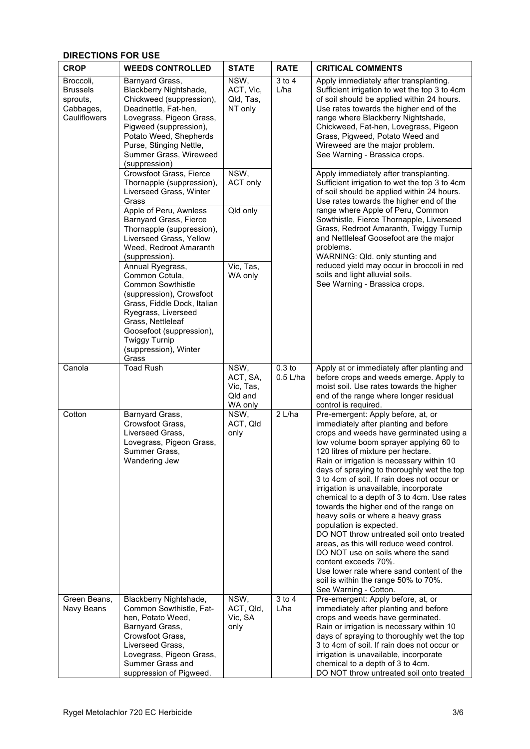**DIRECTIONS FOR USE**

| CROP | WEEDS CONTROLLED | STATE | RATE | CRITICAL COMMENTS |
|---|---|---|---|---|
| Broccoli, Brussels sprouts, Cabbages, Cauliflowers | Barnyard Grass, Blackberry Nightshade, Chickweed (suppression), Deadnettle, Fat-hen, Lovegrass, Pigeon Grass, Pigweed (suppression), Potato Weed, Shepherds Purse, Stinging Nettle, Summer Grass, Wireweed (suppression) | NSW, ACT, Vic, Qld, Tas, NT only | 3 to 4 L/ha | Apply immediately after transplanting. Sufficient irrigation to wet the top 3 to 4cm of soil should be applied within 24 hours. Use rates towards the higher end of the range where Blackberry Nightshade, Chickweed, Fat-hen, Lovegrass, Pigeon Grass, Pigweed, Potato Weed and Wireweed are the major problem. See Warning - Brassica crops. |
| | Crowsfoot Grass, Fierce Thornapple (suppression), Liverseed Grass, Winter Grass | NSW, ACT only | | Apply immediately after transplanting. Sufficient irrigation to wet the top 3 to 4cm of soil should be applied within 24 hours. Use rates towards the higher end of the range where Apple of Peru, Common Sowthistle, Fierce Thornapple, Liverseed Grass, Redroot Amaranth, Twiggy Turnip and Nettleleaf Goosefoot are the major problems. WARNING: Qld. only stunting and reduced yield may occur in broccoli in red soils and light alluvial soils. See Warning - Brassica crops. |
| | Apple of Peru, Awnless Barnyard Grass, Fierce Thornapple (suppression), Liverseed Grass, Yellow Weed, Redroot Amaranth (suppression). | Qld only | | |
| | Annual Ryegrass, Common Cotula, Common Sowthistle (suppression), Crowsfoot Grass, Fiddle Dock, Italian Ryegrass, Liverseed Grass, Nettleleaf Goosefoot (suppression), Twiggy Turnip (suppression), Winter Grass | Vic, Tas, WA only | | |
| Canola | Toad Rush | NSW, ACT, SA, Vic, Tas, Qld and WA only | 0.3 to 0.5 L/ha | Apply at or immediately after planting and before crops and weeds emerge. Apply to moist soil. Use rates towards the higher end of the range where longer residual control is required. |
| Cotton | Barnyard Grass, Crowsfoot Grass, Liverseed Grass, Lovegrass, Pigeon Grass, Summer Grass, Wandering Jew | NSW, ACT, Qld only | 2 L/ha | Pre-emergent: Apply before, at, or immediately after planting and before crops and weeds have germinated using a low volume boom sprayer applying 60 to 120 litres of mixture per hectare. Rain or irrigation is necessary within 10 days of spraying to thoroughly wet the top 3 to 4cm of soil. If rain does not occur or irrigation is unavailable, incorporate chemical to a depth of 3 to 4cm. Use rates towards the higher end of the range on heavy soils or where a heavy grass population is expected. DO NOT throw untreated soil onto treated areas, as this will reduce weed control. DO NOT use on soils where the sand content exceeds 70%. Use lower rate where sand content of the soil is within the range 50% to 70%. See Warning - Cotton. |
| Green Beans, Navy Beans | Blackberry Nightshade, Common Sowthistle, Fat-hen, Potato Weed, Barnyard Grass, Crowsfoot Grass, Liverseed Grass, Lovegrass, Pigeon Grass, Summer Grass and suppression of Pigweed. | NSW, ACT, Qld, Vic, SA only | 3 to 4 L/ha | Pre-emergent: Apply before, at, or immediately after planting and before crops and weeds have germinated. Rain or irrigation is necessary within 10 days of spraying to thoroughly wet the top 3 to 4cm of soil. If rain does not occur or irrigation is unavailable, incorporate chemical to a depth of 3 to 4cm. DO NOT throw untreated soil onto treated |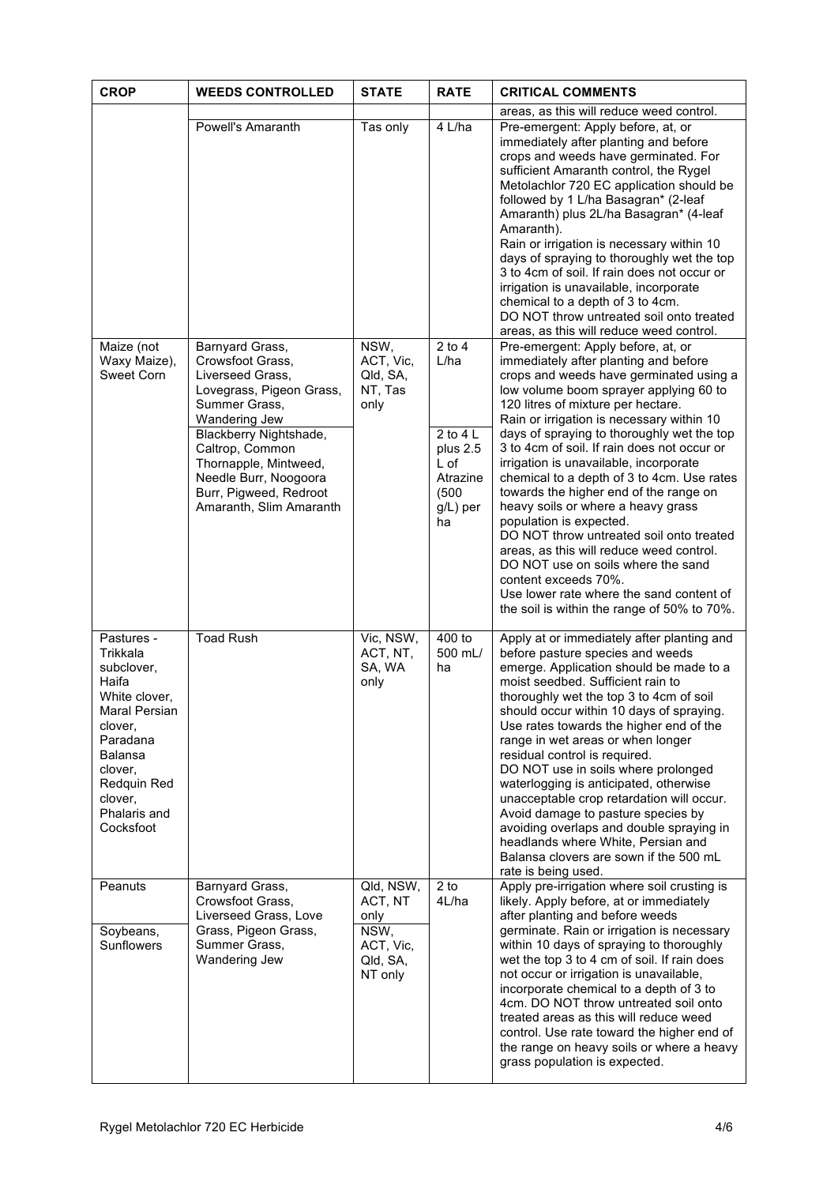| CROP | WEEDS CONTROLLED | STATE | RATE | CRITICAL COMMENTS |
|---|---|---|---|---|
| | | | | areas, as this will reduce weed control. |
| | Powell's Amaranth | Tas only | 4 L/ha | Pre-emergent: Apply before, at, or immediately after planting and before crops and weeds have germinated. For sufficient Amaranth control, the Rygel Metolachlor 720 EC application should be followed by 1 L/ha Basagran* (2-leaf Amaranth) plus 2L/ha Basagran* (4-leaf Amaranth).<br>Rain or irrigation is necessary within 10 days of spraying to thoroughly wet the top 3 to 4cm of soil. If rain does not occur or irrigation is unavailable, incorporate chemical to a depth of 3 to 4cm.<br>DO NOT throw untreated soil onto treated areas, as this will reduce weed control. |
| Maize (not Waxy Maize), Sweet Corn | Barnyard Grass, Crowsfoot Grass, Liverseed Grass, Lovegrass, Pigeon Grass, Summer Grass, Wandering Jew | NSW, ACT, Vic, Qld, SA, NT, Tas only | 2 to 4 L/ha | Pre-emergent: Apply before, at, or immediately after planting and before crops and weeds have germinated using a low volume boom sprayer applying 60 to 120 litres of mixture per hectare.<br>Rain or irrigation is necessary within 10 days of spraying to thoroughly wet the top 3 to 4cm of soil. If rain does not occur or irrigation is unavailable, incorporate chemical to a depth of 3 to 4cm. Use rates towards the higher end of the range on heavy soils or where a heavy grass population is expected.<br>DO NOT throw untreated soil onto treated areas, as this will reduce weed control.<br>DO NOT use on soils where the sand content exceeds 70%.<br>Use lower rate where the sand content of the soil is within the range of 50% to 70%. |
| | Blackberry Nightshade, Caltrop, Common Thornapple, Mintweed, Needle Burr, Noogoora Burr, Pigweed, Redroot Amaranth, Slim Amaranth | | 2 to 4 L plus 2.5 L of Atrazine (500 g/L) per ha | |
| Pastures - Trikkala subclover, Haifa White clover, Maral Persian clover, Paradana Balansa clover, Redquin Red clover, Phalaris and Cocksfoot | Toad Rush | Vic, NSW, ACT, NT, SA, WA only | 400 to 500 mL/ ha | Apply at or immediately after planting and before pasture species and weeds emerge. Application should be made to a moist seedbed. Sufficient rain to thoroughly wet the top 3 to 4cm of soil should occur within 10 days of spraying. Use rates towards the higher end of the range in wet areas or when longer residual control is required.<br>DO NOT use in soils where prolonged waterlogging is anticipated, otherwise unacceptable crop retardation will occur. Avoid damage to pasture species by avoiding overlaps and double spraying in headlands where White, Persian and Balansa clovers are sown if the 500 mL rate is being used. |
| Peanuts | Barnyard Grass, Crowsfoot Grass, Liverseed Grass, Love Grass, Pigeon Grass, Summer Grass, Wandering Jew | Qld, NSW, ACT, NT only | 2 to 4L/ha | Apply pre-irrigation where soil crusting is likely. Apply before, at or immediately after planting and before weeds germinate. Rain or irrigation is necessary within 10 days of spraying to thoroughly wet the top 3 to 4 cm of soil. If rain does not occur or irrigation is unavailable, incorporate chemical to a depth of 3 to 4cm. DO NOT throw untreated soil onto treated areas as this will reduce weed control. Use rate toward the higher end of the range on heavy soils or where a heavy grass population is expected. |
| Soybeans, Sunflowers | | NSW, ACT, Vic, Qld, SA, NT only | | |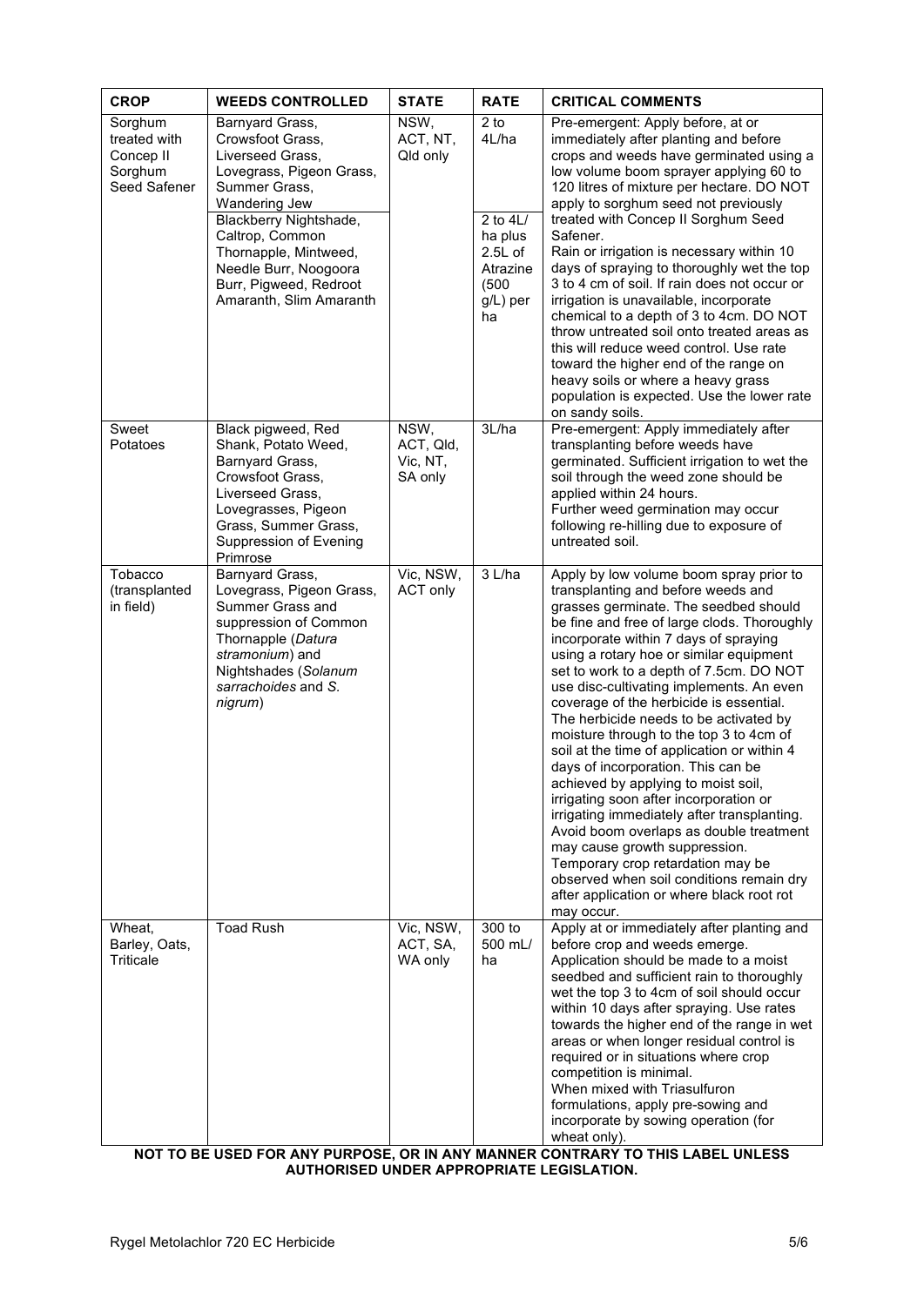| CROP | WEEDS CONTROLLED | STATE | RATE | CRITICAL COMMENTS |
|---|---|---|---|---|
| Sorghum treated with Concep II Sorghum Seed Safener | Barnyard Grass, Crowsfoot Grass, Liverseed Grass, Lovegrass, Pigeon Grass, Summer Grass, Wandering Jew | NSW, ACT, NT, Qld only | 2 to 4L/ha | Pre-emergent: Apply before, at or immediately after planting and before crops and weeds have germinated using a low volume boom sprayer applying 60 to 120 litres of mixture per hectare. DO NOT apply to sorghum seed not previously treated with Concep II Sorghum Seed Safener. Rain or irrigation is necessary within 10 days of spraying to thoroughly wet the top 3 to 4 cm of soil. If rain does not occur or irrigation is unavailable, incorporate chemical to a depth of 3 to 4cm. DO NOT throw untreated soil onto treated areas as this will reduce weed control. Use rate toward the higher end of the range on heavy soils or where a heavy grass population is expected. Use the lower rate on sandy soils. |
| | Blackberry Nightshade, Caltrop, Common Thornapple, Mintweed, Needle Burr, Noogoora Burr, Pigweed, Redroot Amaranth, Slim Amaranth | | 2 to 4L/ha plus 2.5L of Atrazine (500 g/L) per ha | |
| Sweet Potatoes | Black pigweed, Red Shank, Potato Weed, Barnyard Grass, Crowsfoot Grass, Liverseed Grass, Lovegrasses, Pigeon Grass, Summer Grass, Suppression of Evening Primrose | NSW, ACT, Qld, Vic, NT, SA only | 3L/ha | Pre-emergent: Apply immediately after transplanting before weeds have germinated. Sufficient irrigation to wet the soil through the weed zone should be applied within 24 hours.<br>Further weed germination may occur following re-hilling due to exposure of untreated soil. |
| Tobacco (transplanted in field) | Barnyard Grass, Lovegrass, Pigeon Grass, Summer Grass and suppression of Common Thornapple (*Datura stramonium*) and Nightshades (*Solanum sarrachoides* and *S. nigrum*) | Vic, NSW, ACT only | 3 L/ha | Apply by low volume boom spray prior to transplanting and before weeds and grasses germinate. The seedbed should be fine and free of large clods. Thoroughly incorporate within 7 days of spraying using a rotary hoe or similar equipment set to work to a depth of 7.5cm. DO NOT use disc-cultivating implements. An even coverage of the herbicide is essential. The herbicide needs to be activated by moisture through to the top 3 to 4cm of soil at the time of application or within 4 days of incorporation. This can be achieved by applying to moist soil, irrigating soon after incorporation or irrigating immediately after transplanting. Avoid boom overlaps as double treatment may cause growth suppression. Temporary crop retardation may be observed when soil conditions remain dry after application or where black root rot may occur. |
| Wheat, Barley, Oats, Triticale | Toad Rush | Vic, NSW, ACT, SA, WA only | 300 to 500 mL/ha | Apply at or immediately after planting and before crop and weeds emerge. Application should be made to a moist seedbed and sufficient rain to thoroughly wet the top 3 to 4cm of soil should occur within 10 days after spraying. Use rates towards the higher end of the range in wet areas or when longer residual control is required or in situations where crop competition is minimal.<br>When mixed with Triasulfuron formulations, apply pre-sowing and incorporate by sowing operation (for wheat only). |

**NOT TO BE USED FOR ANY PURPOSE, OR IN ANY MANNER CONTRARY TO THIS LABEL UNLESS AUTHORISED UNDER APPROPRIATE LEGISLATION.**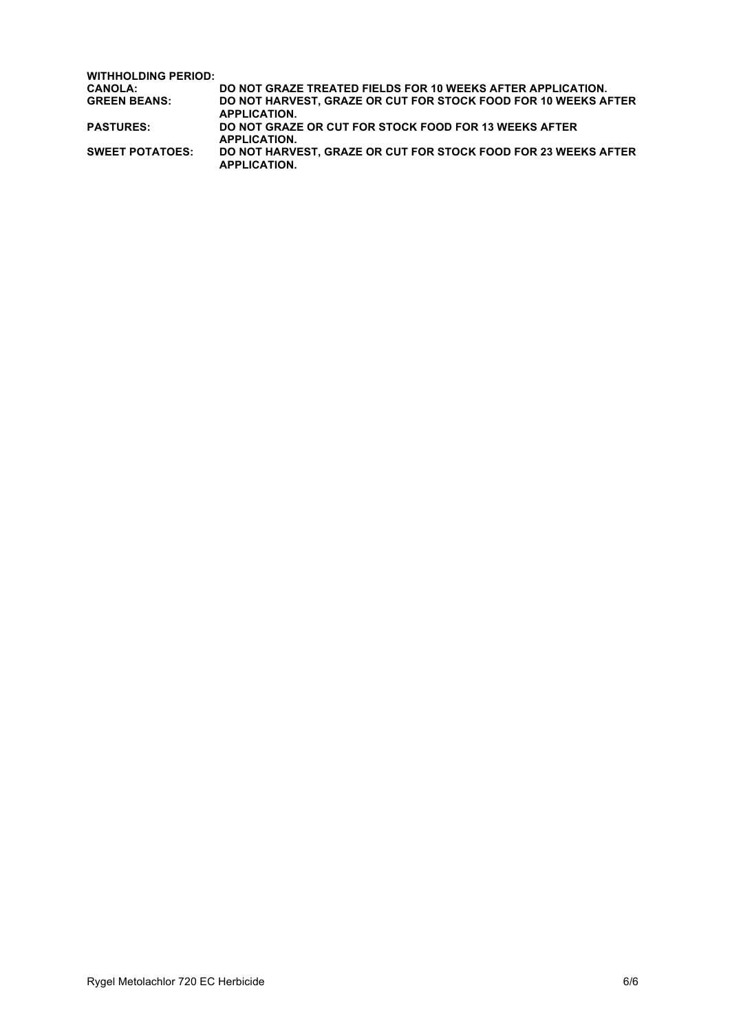**WITHHOLDING PERIOD:**

| | |
|---|---|
| **CANOLA:** | **DO NOT GRAZE TREATED FIELDS FOR 10 WEEKS AFTER APPLICATION.** |
| **GREEN BEANS:** | **DO NOT HARVEST, GRAZE OR CUT FOR STOCK FOOD FOR 10 WEEKS AFTER APPLICATION.** |
| **PASTURES:** | **DO NOT GRAZE OR CUT FOR STOCK FOOD FOR 13 WEEKS AFTER APPLICATION.** |
| **SWEET POTATOES:** | **DO NOT HARVEST, GRAZE OR CUT FOR STOCK FOOD FOR 23 WEEKS AFTER APPLICATION.** |